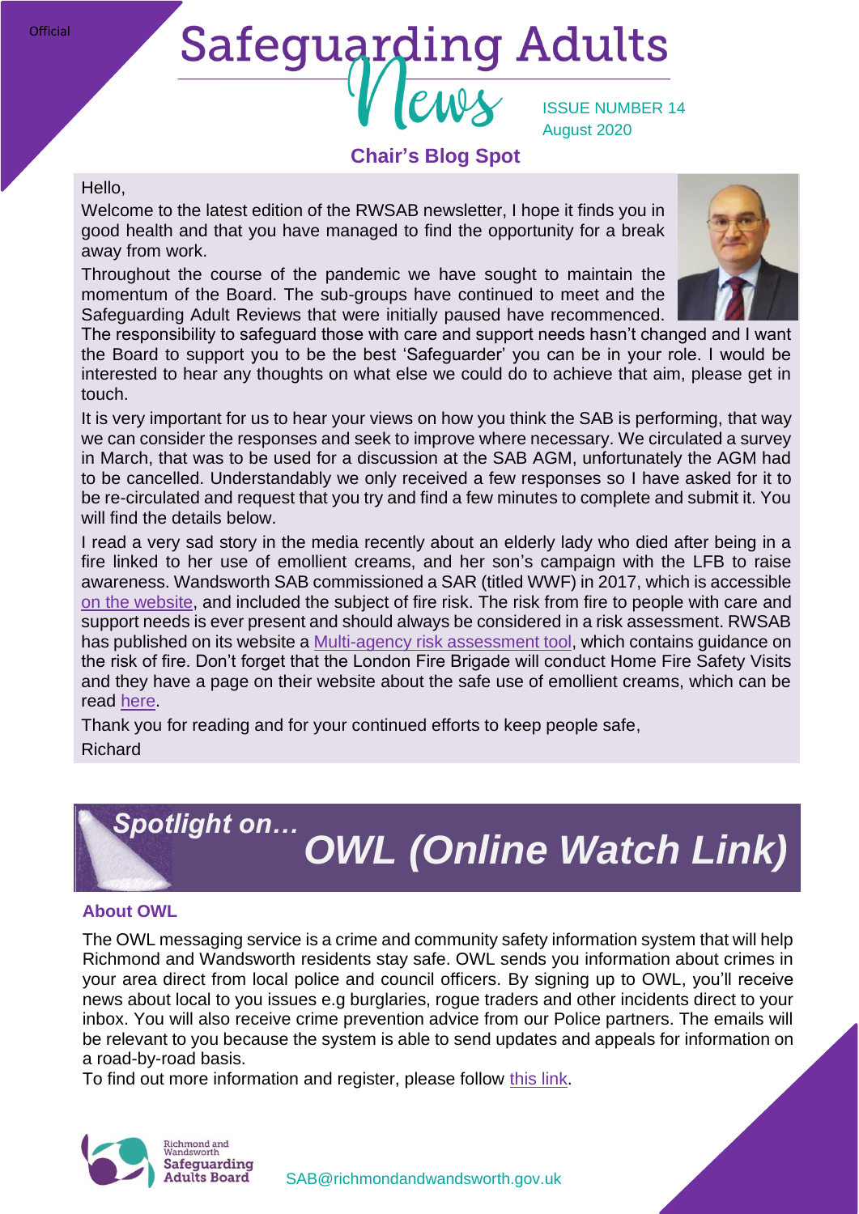Official

# Safeguarding Adults News

ISSUE NUMBER 14
August 2020

## Chair's Blog Spot

Hello,

Welcome to the latest edition of the RWSAB newsletter, I hope it finds you in good health and that you have managed to find the opportunity for a break away from work.

Throughout the course of the pandemic we have sought to maintain the momentum of the Board. The sub-groups have continued to meet and the Safeguarding Adult Reviews that were initially paused have recommenced. The responsibility to safeguard those with care and support needs hasn't changed and I want the Board to support you to be the best 'Safeguarder' you can be in your role. I would be interested to hear any thoughts on what else we could do to achieve that aim, please get in touch.

It is very important for us to hear your views on how you think the SAB is performing, that way we can consider the responses and seek to improve where necessary. We circulated a survey in March, that was to be used for a discussion at the SAB AGM, unfortunately the AGM had to be cancelled. Understandably we only received a few responses so I have asked for it to be re-circulated and request that you try and find a few minutes to complete and submit it. You will find the details below.

I read a very sad story in the media recently about an elderly lady who died after being in a fire linked to her use of emollient creams, and her son's campaign with the LFB to raise awareness. Wandsworth SAB commissioned a SAR (titled WWF) in 2017, which is accessible on the website, and included the subject of fire risk. The risk from fire to people with care and support needs is ever present and should always be considered in a risk assessment. RWSAB has published on its website a Multi-agency risk assessment tool, which contains guidance on the risk of fire. Don't forget that the London Fire Brigade will conduct Home Fire Safety Visits and they have a page on their website about the safe use of emollient creams, which can be read here.

Thank you for reading and for your continued efforts to keep people safe,

Richard

## *Spotlight on… OWL (Online Watch Link)*

### About OWL

The OWL messaging service is a crime and community safety information system that will help Richmond and Wandsworth residents stay safe. OWL sends you information about crimes in your area direct from local police and council officers. By signing up to OWL, you'll receive news about local to you issues e.g burglaries, rogue traders and other incidents direct to your inbox. You will also receive crime prevention advice from our Police partners. The emails will be relevant to you because the system is able to send updates and appeals for information on a road-by-road basis.

To find out more information and register, please follow this link.

Richmond and Wandsworth Safeguarding Adults Board

SAB@richmondandwandsworth.gov.uk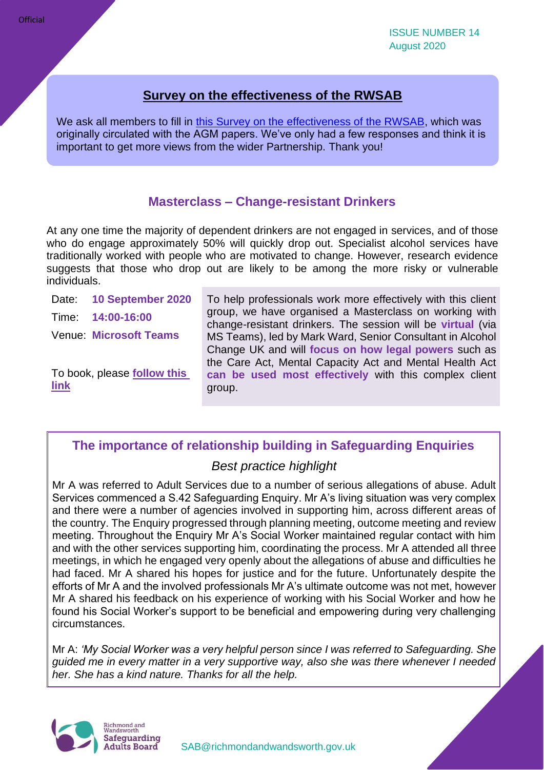## Survey on the effectiveness of the RWSAB

We ask all members to fill in this Survey on the effectiveness of the RWSAB, which was originally circulated with the AGM papers. We've only had a few responses and think it is important to get more views from the wider Partnership. Thank you!

## Masterclass – Change-resistant Drinkers

At any one time the majority of dependent drinkers are not engaged in services, and of those who do engage approximately 50% will quickly drop out. Specialist alcohol services have traditionally worked with people who are motivated to change. However, research evidence suggests that those who drop out are likely to be among the more risky or vulnerable individuals.

Date: **10 September 2020**

Time: **14:00-16:00**

Venue: **Microsoft Teams**

To book, please **follow this link**

To help professionals work more effectively with this client group, we have organised a Masterclass on working with change-resistant drinkers. The session will be **virtual** (via MS Teams), led by Mark Ward, Senior Consultant in Alcohol Change UK and will **focus on how legal powers** such as the Care Act, Mental Capacity Act and Mental Health Act **can be used most effectively** with this complex client group.

## The importance of relationship building in Safeguarding Enquiries

*Best practice highlight*

Mr A was referred to Adult Services due to a number of serious allegations of abuse. Adult Services commenced a S.42 Safeguarding Enquiry. Mr A's living situation was very complex and there were a number of agencies involved in supporting him, across different areas of the country. The Enquiry progressed through planning meeting, outcome meeting and review meeting. Throughout the Enquiry Mr A's Social Worker maintained regular contact with him and with the other services supporting him, coordinating the process. Mr A attended all three meetings, in which he engaged very openly about the allegations of abuse and difficulties he had faced. Mr A shared his hopes for justice and for the future. Unfortunately despite the efforts of Mr A and the involved professionals Mr A's ultimate outcome was not met, however Mr A shared his feedback on his experience of working with his Social Worker and how he found his Social Worker's support to be beneficial and empowering during very challenging circumstances.

Mr A: *'My Social Worker was a very helpful person since I was referred to Safeguarding. She guided me in every matter in a very supportive way, also she was there whenever I needed her. She has a kind nature. Thanks for all the help.*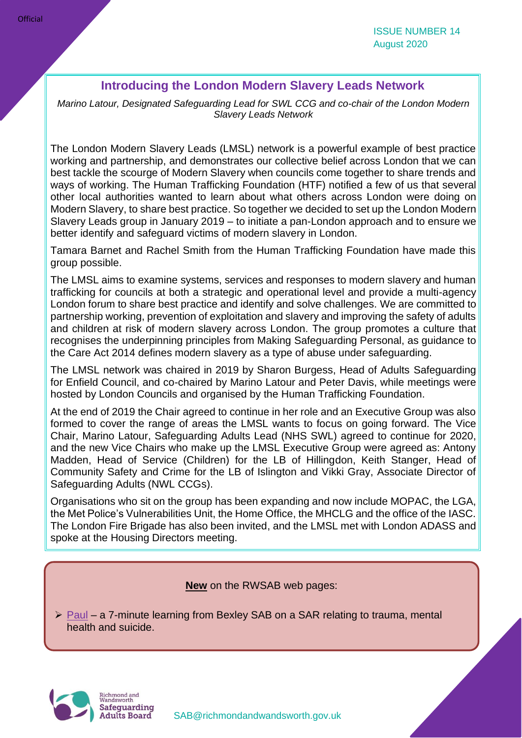## Introducing the London Modern Slavery Leads Network

*Marino Latour, Designated Safeguarding Lead for SWL CCG and co-chair of the London Modern Slavery Leads Network*

The London Modern Slavery Leads (LMSL) network is a powerful example of best practice working and partnership, and demonstrates our collective belief across London that we can best tackle the scourge of Modern Slavery when councils come together to share trends and ways of working. The Human Trafficking Foundation (HTF) notified a few of us that several other local authorities wanted to learn about what others across London were doing on Modern Slavery, to share best practice. So together we decided to set up the London Modern Slavery Leads group in January 2019 – to initiate a pan-London approach and to ensure we better identify and safeguard victims of modern slavery in London.

Tamara Barnet and Rachel Smith from the Human Trafficking Foundation have made this group possible.

The LMSL aims to examine systems, services and responses to modern slavery and human trafficking for councils at both a strategic and operational level and provide a multi-agency London forum to share best practice and identify and solve challenges. We are committed to partnership working, prevention of exploitation and slavery and improving the safety of adults and children at risk of modern slavery across London. The group promotes a culture that recognises the underpinning principles from Making Safeguarding Personal, as guidance to the Care Act 2014 defines modern slavery as a type of abuse under safeguarding.

The LMSL network was chaired in 2019 by Sharon Burgess, Head of Adults Safeguarding for Enfield Council, and co-chaired by Marino Latour and Peter Davis, while meetings were hosted by London Councils and organised by the Human Trafficking Foundation.

At the end of 2019 the Chair agreed to continue in her role and an Executive Group was also formed to cover the range of areas the LMSL wants to focus on going forward. The Vice Chair, Marino Latour, Safeguarding Adults Lead (NHS SWL) agreed to continue for 2020, and the new Vice Chairs who make up the LMSL Executive Group were agreed as: Antony Madden, Head of Service (Children) for the LB of Hillingdon, Keith Stanger, Head of Community Safety and Crime for the LB of Islington and Vikki Gray, Associate Director of Safeguarding Adults (NWL CCGs).

Organisations who sit on the group has been expanding and now include MOPAC, the LGA, the Met Police's Vulnerabilities Unit, the Home Office, the MHCLG and the office of the IASC. The London Fire Brigade has also been invited, and the LMSL met with London ADASS and spoke at the Housing Directors meeting.

**New** on the RWSAB web pages:

- Paul – a 7-minute learning from Bexley SAB on a SAR relating to trauma, mental health and suicide.

SAB@richmondandwandsworth.gov.uk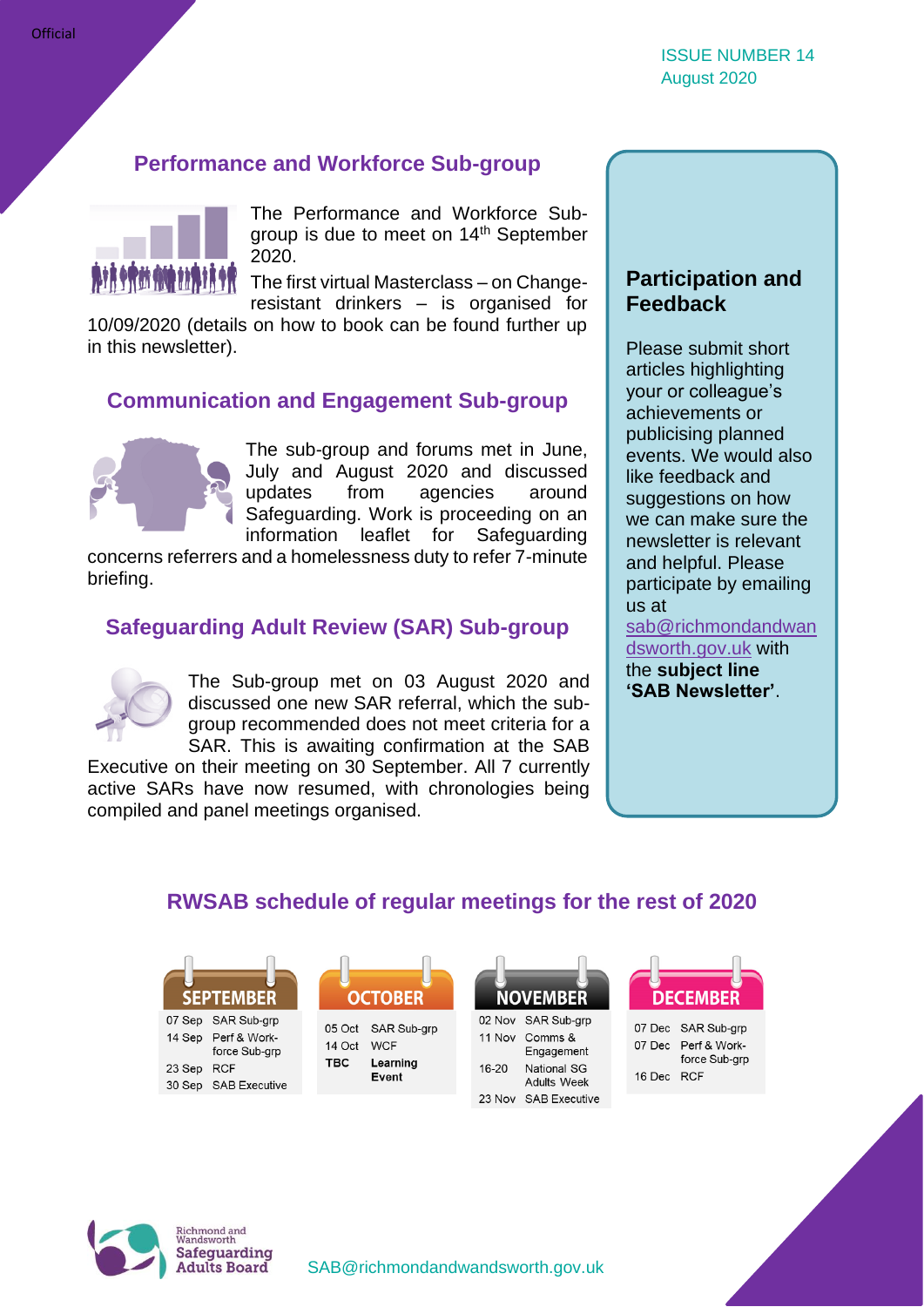## Performance and Workforce Sub-group

The Performance and Workforce Sub-group is due to meet on 14th September 2020.

The first virtual Masterclass – on Change-resistant drinkers – is organised for 10/09/2020 (details on how to book can be found further up in this newsletter).

## Communication and Engagement Sub-group

The sub-group and forums met in June, July and August 2020 and discussed updates from agencies around Safeguarding. Work is proceeding on an information leaflet for Safeguarding concerns referrers and a homelessness duty to refer 7-minute briefing.

## Safeguarding Adult Review (SAR) Sub-group

The Sub-group met on 03 August 2020 and discussed one new SAR referral, which the sub-group recommended does not meet criteria for a SAR. This is awaiting confirmation at the SAB Executive on their meeting on 30 September. All 7 currently active SARs have now resumed, with chronologies being compiled and panel meetings organised.

### Participation and Feedback

Please submit short articles highlighting your or colleague's achievements or publicising planned events. We would also like feedback and suggestions on how we can make sure the newsletter is relevant and helpful. Please participate by emailing us at sab@richmondandwandsworth.gov.uk with the **subject line 'SAB Newsletter'**.

## RWSAB schedule of regular meetings for the rest of 2020

**SEPTEMBER**

| | |
|---|---|
| 07 Sep | SAR Sub-grp |
| 14 Sep | Perf & Work-force Sub-grp |
| 23 Sep | RCF |
| 30 Sep | SAB Executive |

**OCTOBER**

| | |
|---|---|
| 05 Oct | SAR Sub-grp |
| 14 Oct | WCF |
| **TBC** | **Learning Event** |

**NOVEMBER**

| | |
|---|---|
| 02 Nov | SAR Sub-grp |
| 11 Nov | Comms & Engagement |
| 16-20 | National SG Adults Week |
| 23 Nov | SAB Executive |

**DECEMBER**

| | |
|---|---|
| 07 Dec | SAR Sub-grp |
| 07 Dec | Perf & Work-force Sub-grp |
| 16 Dec | RCF |

SAB@richmondandwandsworth.gov.uk